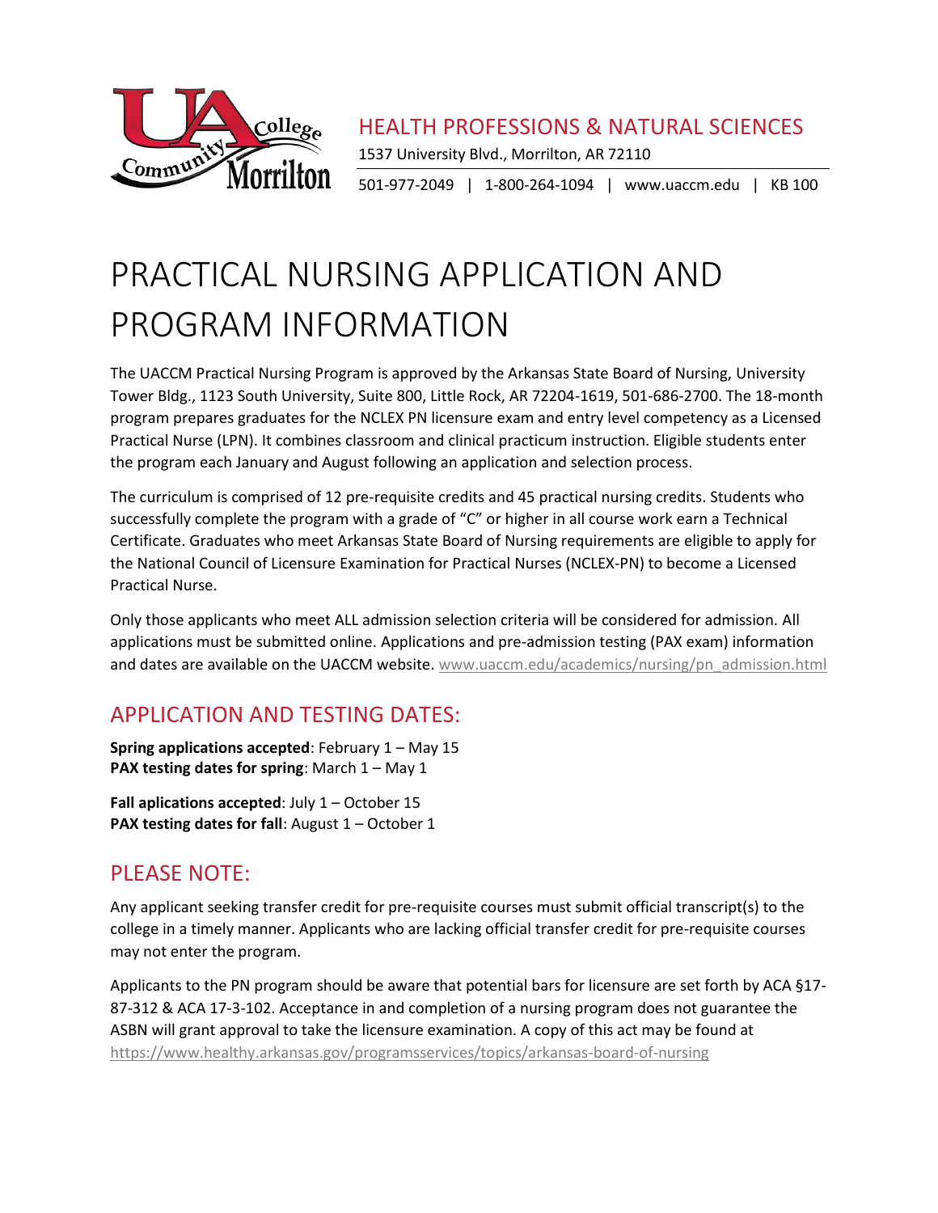HEALTH PROFESSIONS & NATURAL SCIENCES

1537 University Blvd., Morrilton, AR 72110

501-977-2049 | 1-800-264-1094 | www.uaccm.edu | KB 100

# PRACTICAL NURSING APPLICATION AND PROGRAM INFORMATION

The UACCM Practical Nursing Program is approved by the Arkansas State Board of Nursing, University Tower Bldg., 1123 South University, Suite 800, Little Rock, AR 72204-1619, 501-686-2700. The 18-month program prepares graduates for the NCLEX PN licensure exam and entry level competency as a Licensed Practical Nurse (LPN). It combines classroom and clinical practicum instruction. Eligible students enter the program each January and August following an application and selection process.

The curriculum is comprised of 12 pre-requisite credits and 45 practical nursing credits. Students who successfully complete the program with a grade of "C" or higher in all course work earn a Technical Certificate. Graduates who meet Arkansas State Board of Nursing requirements are eligible to apply for the National Council of Licensure Examination for Practical Nurses (NCLEX-PN) to become a Licensed Practical Nurse.

Only those applicants who meet ALL admission selection criteria will be considered for admission. All applications must be submitted online. Applications and pre-admission testing (PAX exam) information and dates are available on the UACCM website. www.uaccm.edu/academics/nursing/pn_admission.html

## APPLICATION AND TESTING DATES:

**Spring applications accepted**: February 1 – May 15
**PAX testing dates for spring**: March 1 – May 1

**Fall aplications accepted**: July 1 – October 15
**PAX testing dates for fall**: August 1 – October 1

## PLEASE NOTE:

Any applicant seeking transfer credit for pre-requisite courses must submit official transcript(s) to the college in a timely manner. Applicants who are lacking official transfer credit for pre-requisite courses may not enter the program.

Applicants to the PN program should be aware that potential bars for licensure are set forth by ACA §17-87-312 & ACA 17-3-102. Acceptance in and completion of a nursing program does not guarantee the ASBN will grant approval to take the licensure examination. A copy of this act may be found at https://www.healthy.arkansas.gov/programsservices/topics/arkansas-board-of-nursing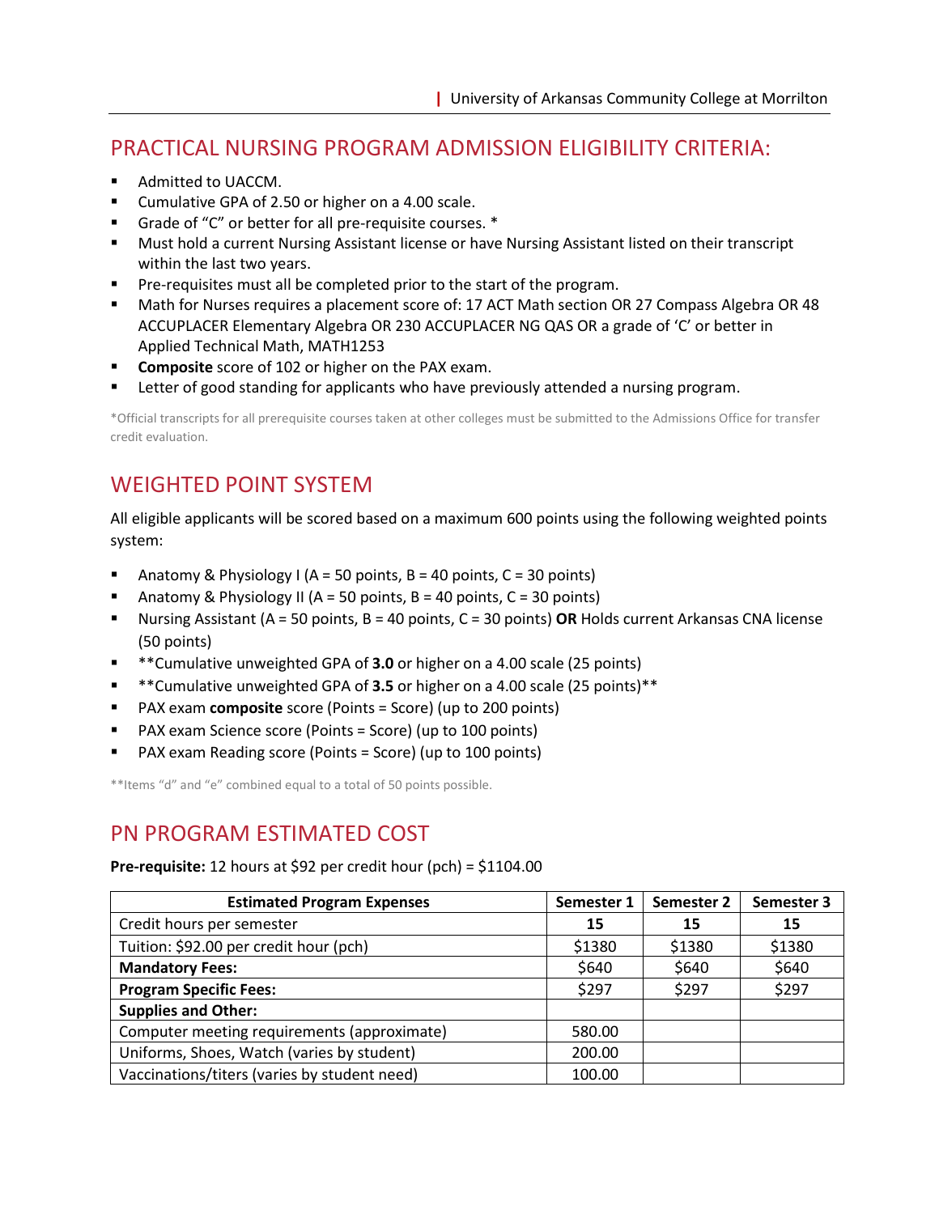## PRACTICAL NURSING PROGRAM ADMISSION ELIGIBILITY CRITERIA:

- Admitted to UACCM.
- Cumulative GPA of 2.50 or higher on a 4.00 scale.
- Grade of "C" or better for all pre-requisite courses. *
- Must hold a current Nursing Assistant license or have Nursing Assistant listed on their transcript within the last two years.
- Pre-requisites must all be completed prior to the start of the program.
- Math for Nurses requires a placement score of: 17 ACT Math section OR 27 Compass Algebra OR 48 ACCUPLACER Elementary Algebra OR 230 ACCUPLACER NG QAS OR a grade of 'C' or better in Applied Technical Math, MATH1253
- **Composite** score of 102 or higher on the PAX exam.
- Letter of good standing for applicants who have previously attended a nursing program.

*Official transcripts for all prerequisite courses taken at other colleges must be submitted to the Admissions Office for transfer credit evaluation.

## WEIGHTED POINT SYSTEM

All eligible applicants will be scored based on a maximum 600 points using the following weighted points system:

- Anatomy & Physiology I (A = 50 points, B = 40 points, C = 30 points)
- Anatomy & Physiology II (A = 50 points, B = 40 points, C = 30 points)
- Nursing Assistant (A = 50 points, B = 40 points, C = 30 points) **OR** Holds current Arkansas CNA license (50 points)
- **Cumulative unweighted GPA of **3.0** or higher on a 4.00 scale (25 points)
- **Cumulative unweighted GPA of **3.5** or higher on a 4.00 scale (25 points)**
- PAX exam **composite** score (Points = Score) (up to 200 points)
- PAX exam Science score (Points = Score) (up to 100 points)
- PAX exam Reading score (Points = Score) (up to 100 points)

**Items "d" and "e" combined equal to a total of 50 points possible.

## PN PROGRAM ESTIMATED COST

**Pre-requisite:** 12 hours at $92 per credit hour (pch) = $1104.00

| Estimated Program Expenses | Semester 1 | Semester 2 | Semester 3 |
|---|---|---|---|
| Credit hours per semester | **15** | **15** | **15** |
| Tuition: $92.00 per credit hour (pch) | $1380 | $1380 | $1380 |
| **Mandatory Fees:** | $640 | $640 | $640 |
| **Program Specific Fees:** | $297 | $297 | $297 |
| **Supplies and Other:** | | | |
| Computer meeting requirements (approximate) | 580.00 | | |
| Uniforms, Shoes, Watch (varies by student) | 200.00 | | |
| Vaccinations/titers (varies by student need) | 100.00 | | |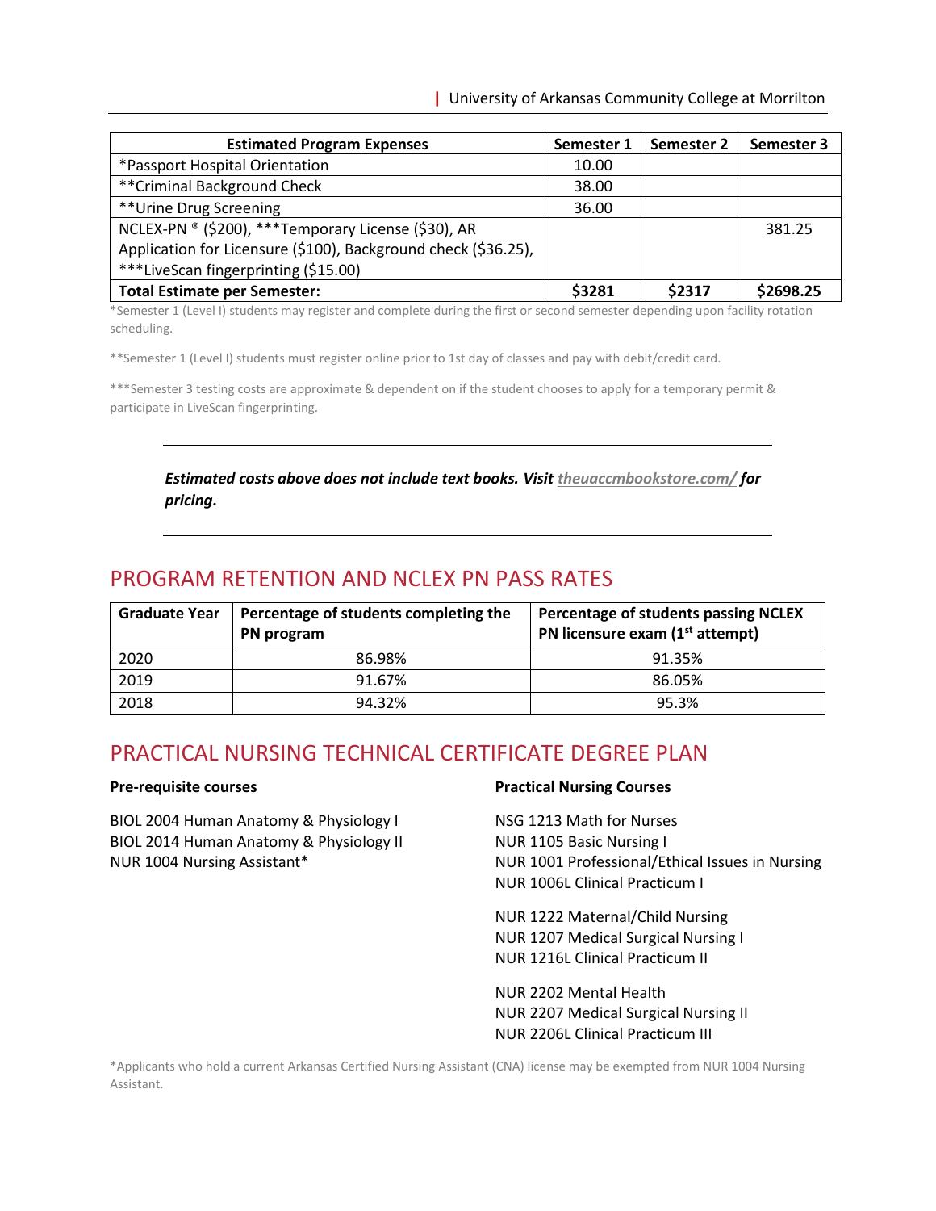| Estimated Program Expenses | Semester 1 | Semester 2 | Semester 3 |
|---|---|---|---|
| *Passport Hospital Orientation | 10.00 | | |
| **Criminal Background Check | 38.00 | | |
| **Urine Drug Screening | 36.00 | | |
| NCLEX-PN ® ($200), ***Temporary License ($30), AR Application for Licensure ($100), Background check ($36.25), ***LiveScan fingerprinting ($15.00) | | | 381.25 |
| **Total Estimate per Semester:** | **$3281** | **$2317** | **$2698.25** |

*Semester 1 (Level I) students may register and complete during the first or second semester depending upon facility rotation scheduling.

**Semester 1 (Level I) students must register online prior to 1st day of classes and pay with debit/credit card.

***Semester 3 testing costs are approximate & dependent on if the student chooses to apply for a temporary permit & participate in LiveScan fingerprinting.

---

***Estimated costs above does not include text books. Visit theuaccmbookstore.com/ for pricing.***

---

## PROGRAM RETENTION AND NCLEX PN PASS RATES

| Graduate Year | Percentage of students completing the PN program | Percentage of students passing NCLEX PN licensure exam (1st attempt) |
|---|---|---|
| 2020 | 86.98% | 91.35% |
| 2019 | 91.67% | 86.05% |
| 2018 | 94.32% | 95.3% |

## PRACTICAL NURSING TECHNICAL CERTIFICATE DEGREE PLAN

**Pre-requisite courses**

BIOL 2004 Human Anatomy & Physiology I
BIOL 2014 Human Anatomy & Physiology II
NUR 1004 Nursing Assistant*

**Practical Nursing Courses**

NSG 1213 Math for Nurses
NUR 1105 Basic Nursing I
NUR 1001 Professional/Ethical Issues in Nursing
NUR 1006L Clinical Practicum I

NUR 1222 Maternal/Child Nursing
NUR 1207 Medical Surgical Nursing I
NUR 1216L Clinical Practicum II

NUR 2202 Mental Health
NUR 2207 Medical Surgical Nursing II
NUR 2206L Clinical Practicum III

*Applicants who hold a current Arkansas Certified Nursing Assistant (CNA) license may be exempted from NUR 1004 Nursing Assistant.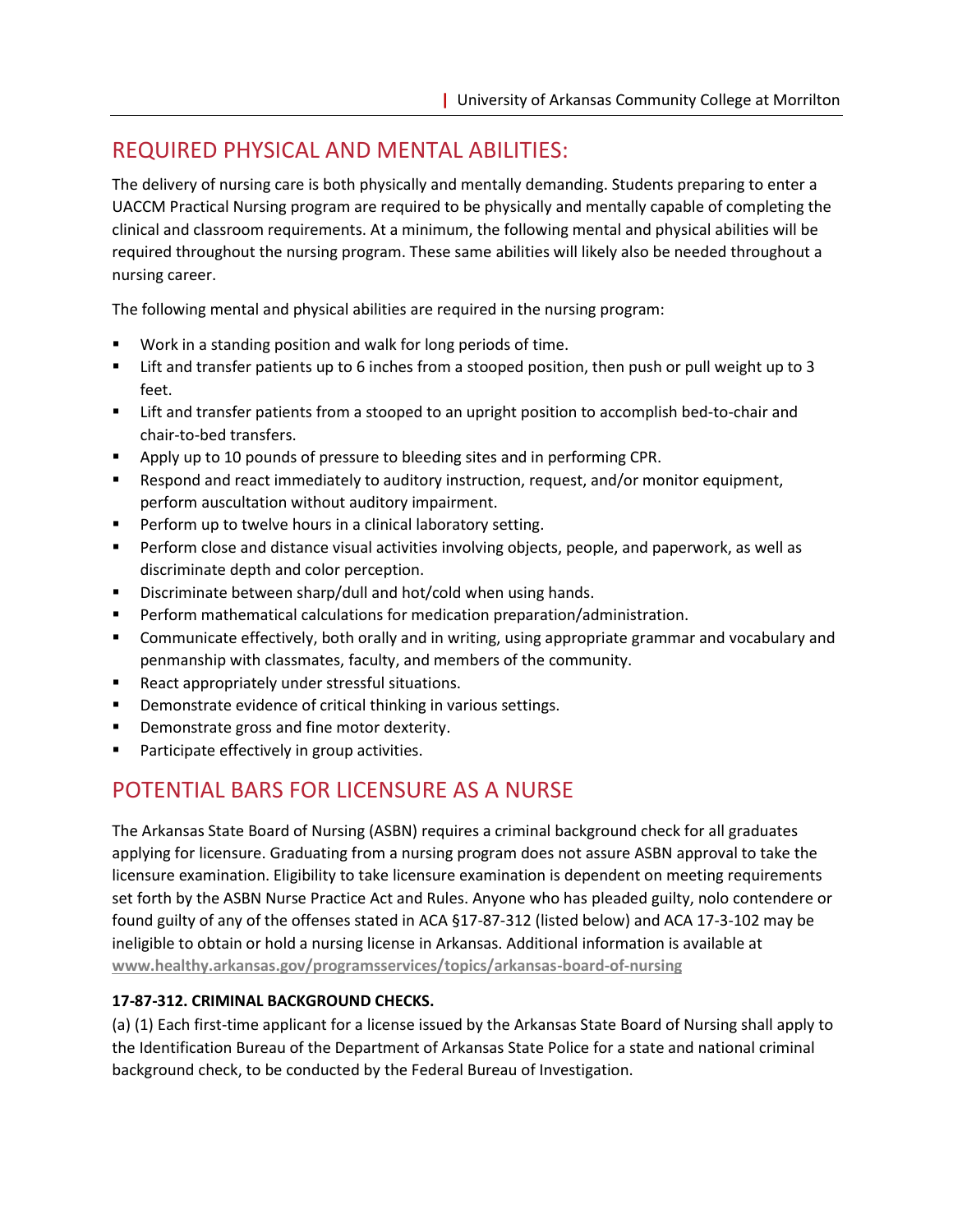## REQUIRED PHYSICAL AND MENTAL ABILITIES:

The delivery of nursing care is both physically and mentally demanding. Students preparing to enter a UACCM Practical Nursing program are required to be physically and mentally capable of completing the clinical and classroom requirements. At a minimum, the following mental and physical abilities will be required throughout the nursing program. These same abilities will likely also be needed throughout a nursing career.

The following mental and physical abilities are required in the nursing program:

- Work in a standing position and walk for long periods of time.
- Lift and transfer patients up to 6 inches from a stooped position, then push or pull weight up to 3 feet.
- Lift and transfer patients from a stooped to an upright position to accomplish bed-to-chair and chair-to-bed transfers.
- Apply up to 10 pounds of pressure to bleeding sites and in performing CPR.
- Respond and react immediately to auditory instruction, request, and/or monitor equipment, perform auscultation without auditory impairment.
- Perform up to twelve hours in a clinical laboratory setting.
- Perform close and distance visual activities involving objects, people, and paperwork, as well as discriminate depth and color perception.
- Discriminate between sharp/dull and hot/cold when using hands.
- Perform mathematical calculations for medication preparation/administration.
- Communicate effectively, both orally and in writing, using appropriate grammar and vocabulary and penmanship with classmates, faculty, and members of the community.
- React appropriately under stressful situations.
- Demonstrate evidence of critical thinking in various settings.
- Demonstrate gross and fine motor dexterity.
- Participate effectively in group activities.

## POTENTIAL BARS FOR LICENSURE AS A NURSE

The Arkansas State Board of Nursing (ASBN) requires a criminal background check for all graduates applying for licensure. Graduating from a nursing program does not assure ASBN approval to take the licensure examination. Eligibility to take licensure examination is dependent on meeting requirements set forth by the ASBN Nurse Practice Act and Rules. Anyone who has pleaded guilty, nolo contendere or found guilty of any of the offenses stated in ACA §17-87-312 (listed below) and ACA 17-3-102 may be ineligible to obtain or hold a nursing license in Arkansas. Additional information is available at **www.healthy.arkansas.gov/programsservices/topics/arkansas-board-of-nursing**

**17-87-312. CRIMINAL BACKGROUND CHECKS.**

(a) (1) Each first-time applicant for a license issued by the Arkansas State Board of Nursing shall apply to the Identification Bureau of the Department of Arkansas State Police for a state and national criminal background check, to be conducted by the Federal Bureau of Investigation.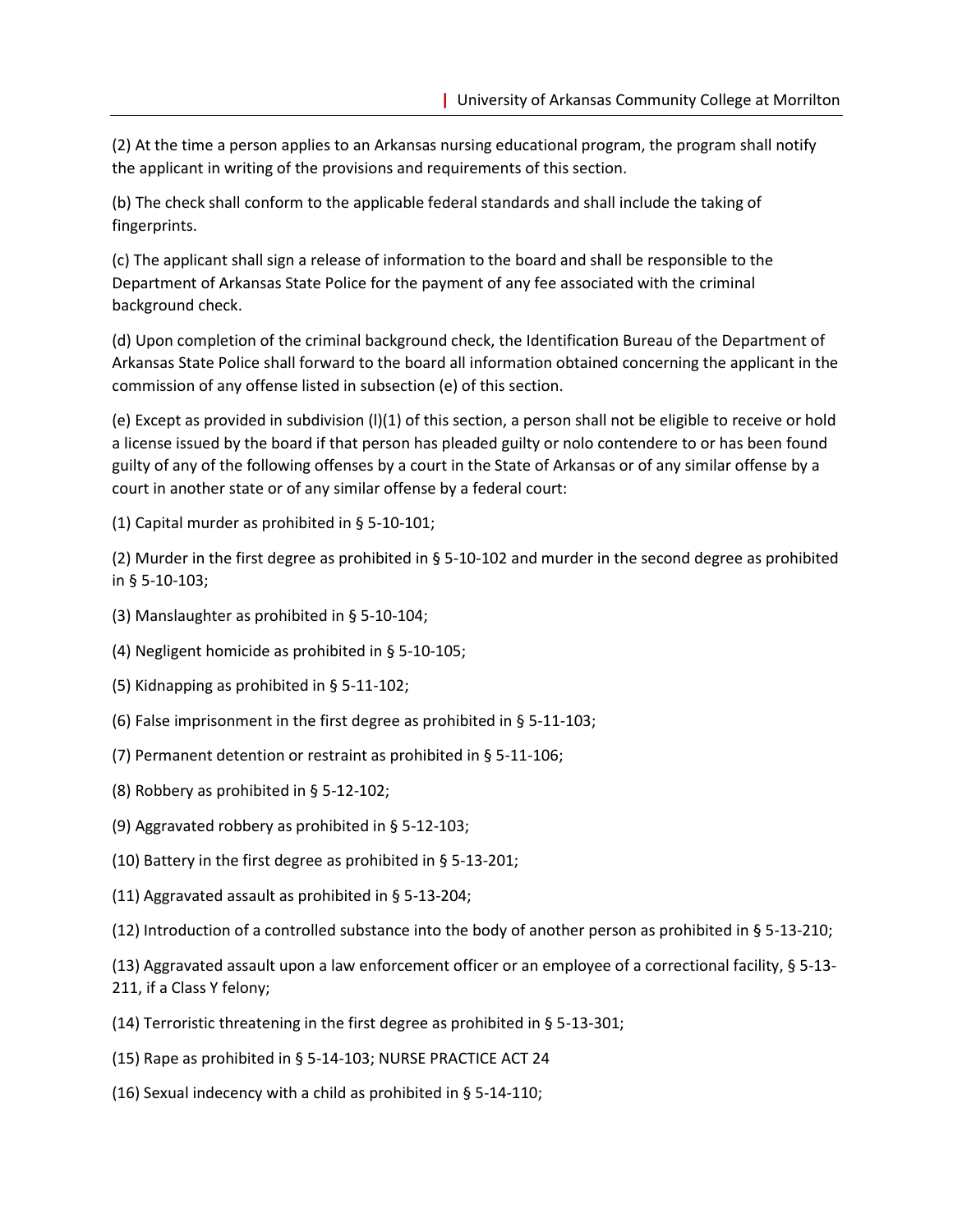(2) At the time a person applies to an Arkansas nursing educational program, the program shall notify the applicant in writing of the provisions and requirements of this section.

(b) The check shall conform to the applicable federal standards and shall include the taking of fingerprints.

(c) The applicant shall sign a release of information to the board and shall be responsible to the Department of Arkansas State Police for the payment of any fee associated with the criminal background check.

(d) Upon completion of the criminal background check, the Identification Bureau of the Department of Arkansas State Police shall forward to the board all information obtained concerning the applicant in the commission of any offense listed in subsection (e) of this section.

(e) Except as provided in subdivision (l)(1) of this section, a person shall not be eligible to receive or hold a license issued by the board if that person has pleaded guilty or nolo contendere to or has been found guilty of any of the following offenses by a court in the State of Arkansas or of any similar offense by a court in another state or of any similar offense by a federal court:

(1) Capital murder as prohibited in § 5-10-101;

(2) Murder in the first degree as prohibited in § 5-10-102 and murder in the second degree as prohibited in § 5-10-103;

(3) Manslaughter as prohibited in § 5-10-104;

(4) Negligent homicide as prohibited in § 5-10-105;

(5) Kidnapping as prohibited in § 5-11-102;

(6) False imprisonment in the first degree as prohibited in § 5-11-103;

(7) Permanent detention or restraint as prohibited in § 5-11-106;

(8) Robbery as prohibited in § 5-12-102;

(9) Aggravated robbery as prohibited in § 5-12-103;

(10) Battery in the first degree as prohibited in § 5-13-201;

(11) Aggravated assault as prohibited in § 5-13-204;

(12) Introduction of a controlled substance into the body of another person as prohibited in § 5-13-210;

(13) Aggravated assault upon a law enforcement officer or an employee of a correctional facility, § 5-13-211, if a Class Y felony;

(14) Terroristic threatening in the first degree as prohibited in § 5-13-301;

(15) Rape as prohibited in § 5-14-103; NURSE PRACTICE ACT 24

(16) Sexual indecency with a child as prohibited in § 5-14-110;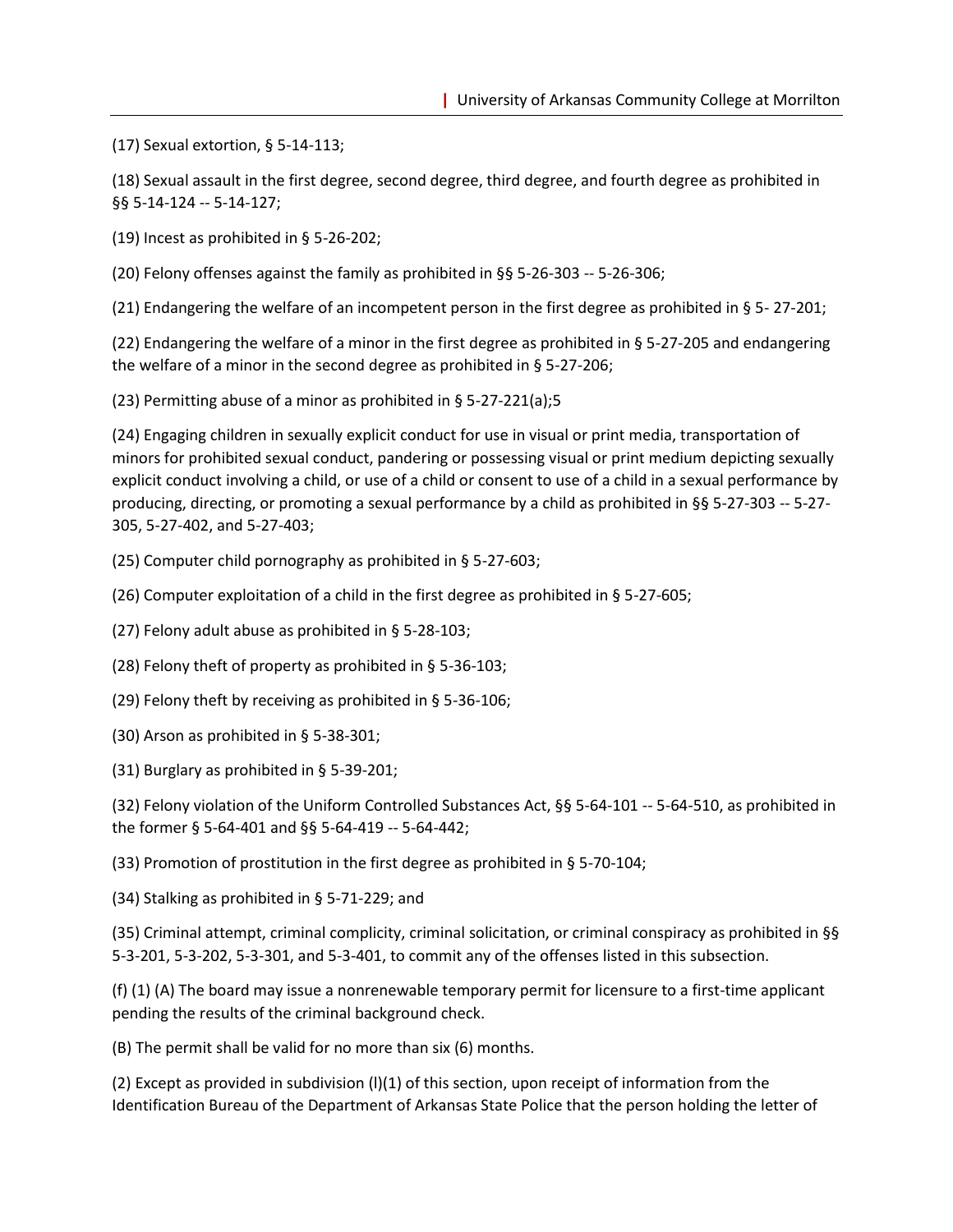(17) Sexual extortion, § 5-14-113;

(18) Sexual assault in the first degree, second degree, third degree, and fourth degree as prohibited in §§ 5-14-124 -- 5-14-127;

(19) Incest as prohibited in § 5-26-202;

(20) Felony offenses against the family as prohibited in §§ 5-26-303 -- 5-26-306;

(21) Endangering the welfare of an incompetent person in the first degree as prohibited in § 5- 27-201;

(22) Endangering the welfare of a minor in the first degree as prohibited in § 5-27-205 and endangering the welfare of a minor in the second degree as prohibited in § 5-27-206;

(23) Permitting abuse of a minor as prohibited in § 5-27-221(a);5

(24) Engaging children in sexually explicit conduct for use in visual or print media, transportation of minors for prohibited sexual conduct, pandering or possessing visual or print medium depicting sexually explicit conduct involving a child, or use of a child or consent to use of a child in a sexual performance by producing, directing, or promoting a sexual performance by a child as prohibited in §§ 5-27-303 -- 5-27-305, 5-27-402, and 5-27-403;

(25) Computer child pornography as prohibited in § 5-27-603;

(26) Computer exploitation of a child in the first degree as prohibited in § 5-27-605;

(27) Felony adult abuse as prohibited in § 5-28-103;

(28) Felony theft of property as prohibited in § 5-36-103;

(29) Felony theft by receiving as prohibited in § 5-36-106;

(30) Arson as prohibited in § 5-38-301;

(31) Burglary as prohibited in § 5-39-201;

(32) Felony violation of the Uniform Controlled Substances Act, §§ 5-64-101 -- 5-64-510, as prohibited in the former § 5-64-401 and §§ 5-64-419 -- 5-64-442;

(33) Promotion of prostitution in the first degree as prohibited in § 5-70-104;

(34) Stalking as prohibited in § 5-71-229; and

(35) Criminal attempt, criminal complicity, criminal solicitation, or criminal conspiracy as prohibited in §§ 5-3-201, 5-3-202, 5-3-301, and 5-3-401, to commit any of the offenses listed in this subsection.

(f) (1) (A) The board may issue a nonrenewable temporary permit for licensure to a first-time applicant pending the results of the criminal background check.

(B) The permit shall be valid for no more than six (6) months.

(2) Except as provided in subdivision (l)(1) of this section, upon receipt of information from the Identification Bureau of the Department of Arkansas State Police that the person holding the letter of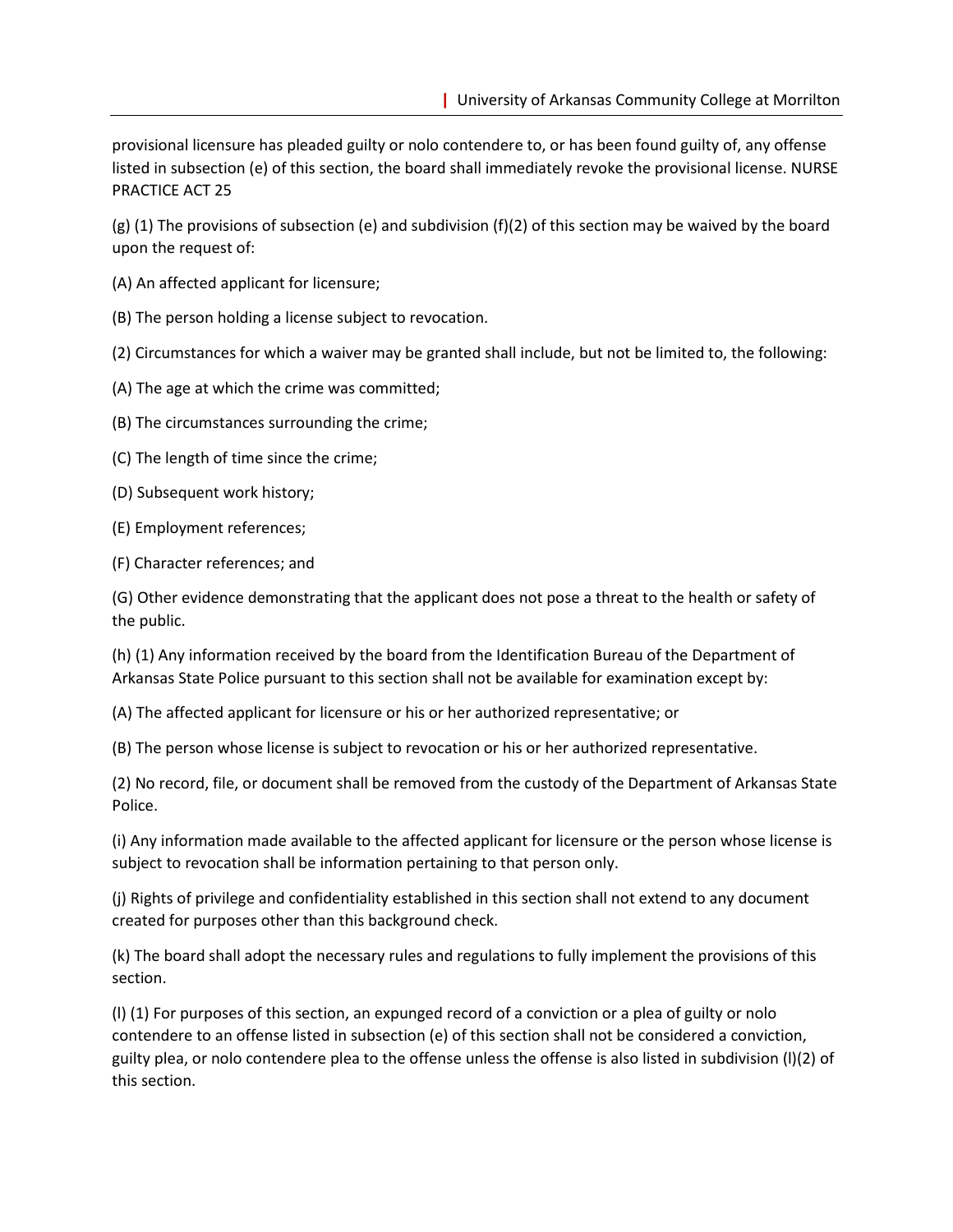provisional licensure has pleaded guilty or nolo contendere to, or has been found guilty of, any offense listed in subsection (e) of this section, the board shall immediately revoke the provisional license. NURSE PRACTICE ACT 25

(g) (1) The provisions of subsection (e) and subdivision (f)(2) of this section may be waived by the board upon the request of:

(A) An affected applicant for licensure;

(B) The person holding a license subject to revocation.

(2) Circumstances for which a waiver may be granted shall include, but not be limited to, the following:

(A) The age at which the crime was committed;

(B) The circumstances surrounding the crime;

(C) The length of time since the crime;

(D) Subsequent work history;

(E) Employment references;

(F) Character references; and

(G) Other evidence demonstrating that the applicant does not pose a threat to the health or safety of the public.

(h) (1) Any information received by the board from the Identification Bureau of the Department of Arkansas State Police pursuant to this section shall not be available for examination except by:

(A) The affected applicant for licensure or his or her authorized representative; or

(B) The person whose license is subject to revocation or his or her authorized representative.

(2) No record, file, or document shall be removed from the custody of the Department of Arkansas State Police.

(i) Any information made available to the affected applicant for licensure or the person whose license is subject to revocation shall be information pertaining to that person only.

(j) Rights of privilege and confidentiality established in this section shall not extend to any document created for purposes other than this background check.

(k) The board shall adopt the necessary rules and regulations to fully implement the provisions of this section.

(l) (1) For purposes of this section, an expunged record of a conviction or a plea of guilty or nolo contendere to an offense listed in subsection (e) of this section shall not be considered a conviction, guilty plea, or nolo contendere plea to the offense unless the offense is also listed in subdivision (l)(2) of this section.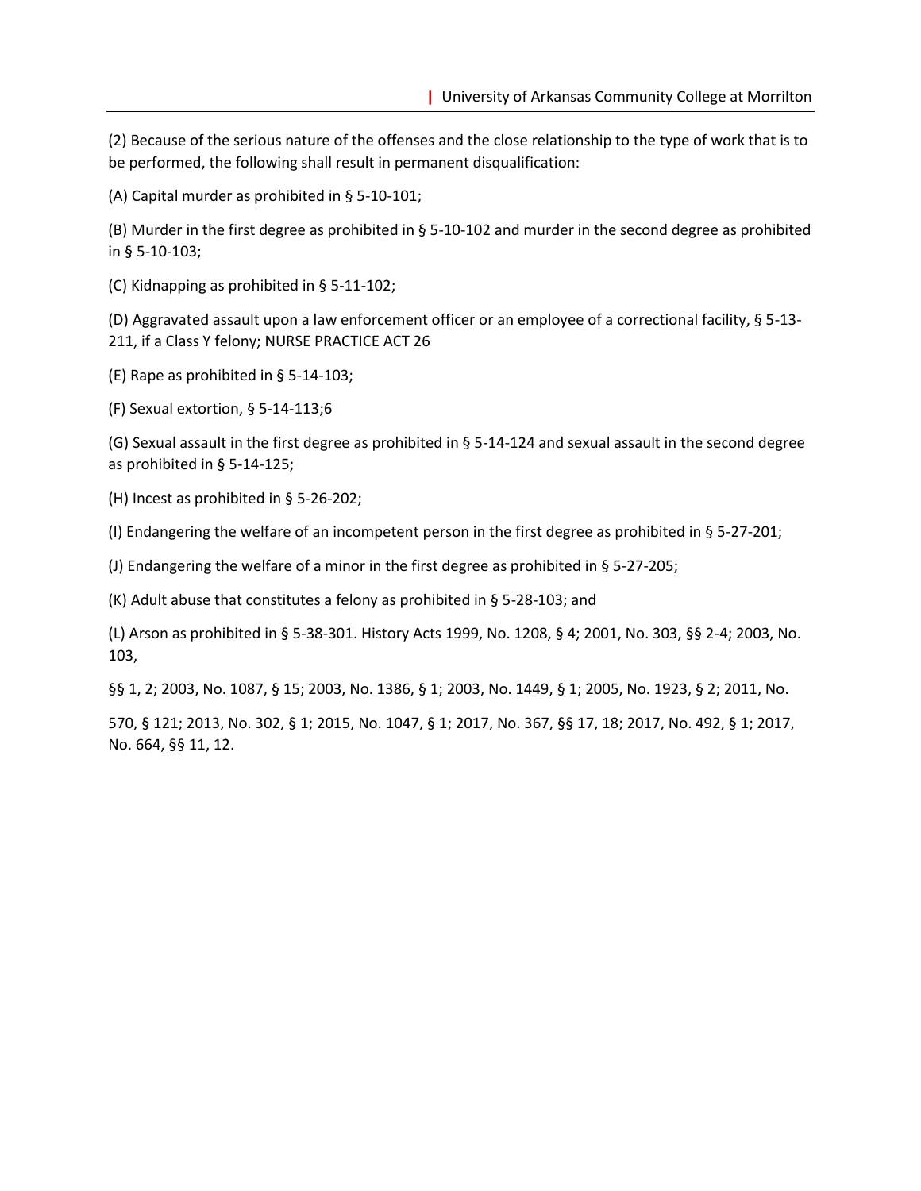(2) Because of the serious nature of the offenses and the close relationship to the type of work that is to be performed, the following shall result in permanent disqualification:

(A) Capital murder as prohibited in § 5-10-101;

(B) Murder in the first degree as prohibited in § 5-10-102 and murder in the second degree as prohibited in § 5-10-103;

(C) Kidnapping as prohibited in § 5-11-102;

(D) Aggravated assault upon a law enforcement officer or an employee of a correctional facility, § 5-13-211, if a Class Y felony; NURSE PRACTICE ACT 26

(E) Rape as prohibited in § 5-14-103;

(F) Sexual extortion, § 5-14-113;6

(G) Sexual assault in the first degree as prohibited in § 5-14-124 and sexual assault in the second degree as prohibited in § 5-14-125;

(H) Incest as prohibited in § 5-26-202;

(I) Endangering the welfare of an incompetent person in the first degree as prohibited in § 5-27-201;

(J) Endangering the welfare of a minor in the first degree as prohibited in § 5-27-205;

(K) Adult abuse that constitutes a felony as prohibited in § 5-28-103; and

(L) Arson as prohibited in § 5-38-301. History Acts 1999, No. 1208, § 4; 2001, No. 303, §§ 2-4; 2003, No. 103,

§§ 1, 2; 2003, No. 1087, § 15; 2003, No. 1386, § 1; 2003, No. 1449, § 1; 2005, No. 1923, § 2; 2011, No.

570, § 121; 2013, No. 302, § 1; 2015, No. 1047, § 1; 2017, No. 367, §§ 17, 18; 2017, No. 492, § 1; 2017, No. 664, §§ 11, 12.